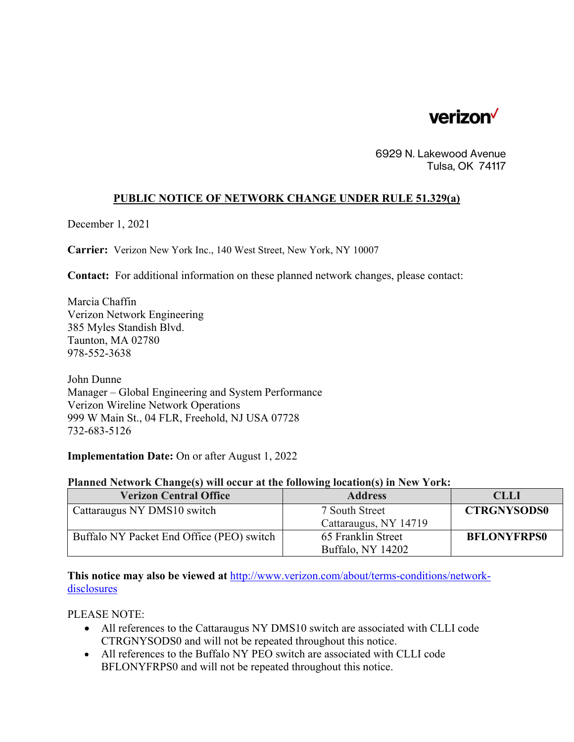verizon

6929 N. Lakewood Avenue
Tulsa, OK 74117

## PUBLIC NOTICE OF NETWORK CHANGE UNDER RULE 51.329(a)

December 1, 2021

**Carrier:** Verizon New York Inc., 140 West Street, New York, NY 10007

**Contact:** For additional information on these planned network changes, please contact:

Marcia Chaffin
Verizon Network Engineering
385 Myles Standish Blvd.
Taunton, MA 02780
978-552-3638

John Dunne
Manager – Global Engineering and System Performance
Verizon Wireline Network Operations
999 W Main St., 04 FLR, Freehold, NJ USA 07728
732-683-5126

**Implementation Date:** On or after August 1, 2022

**Planned Network Change(s) will occur at the following location(s) in New York:**

| Verizon Central Office | Address | CLLI |
|---|---|---|
| Cattaraugus NY DMS10 switch | 7 South Street Cattaraugus, NY 14719 | **CTRGNYSODS0** |
| Buffalo NY Packet End Office (PEO) switch | 65 Franklin Street Buffalo, NY 14202 | **BFLONYFRPS0** |

**This notice may also be viewed at** [http://www.verizon.com/about/terms-conditions/network-disclosures](http://www.verizon.com/about/terms-conditions/network-disclosures)

PLEASE NOTE:

- All references to the Cattaraugus NY DMS10 switch are associated with CLLI code CTRGNYSODS0 and will not be repeated throughout this notice.
- All references to the Buffalo NY PEO switch are associated with CLLI code BFLONYFRPS0 and will not be repeated throughout this notice.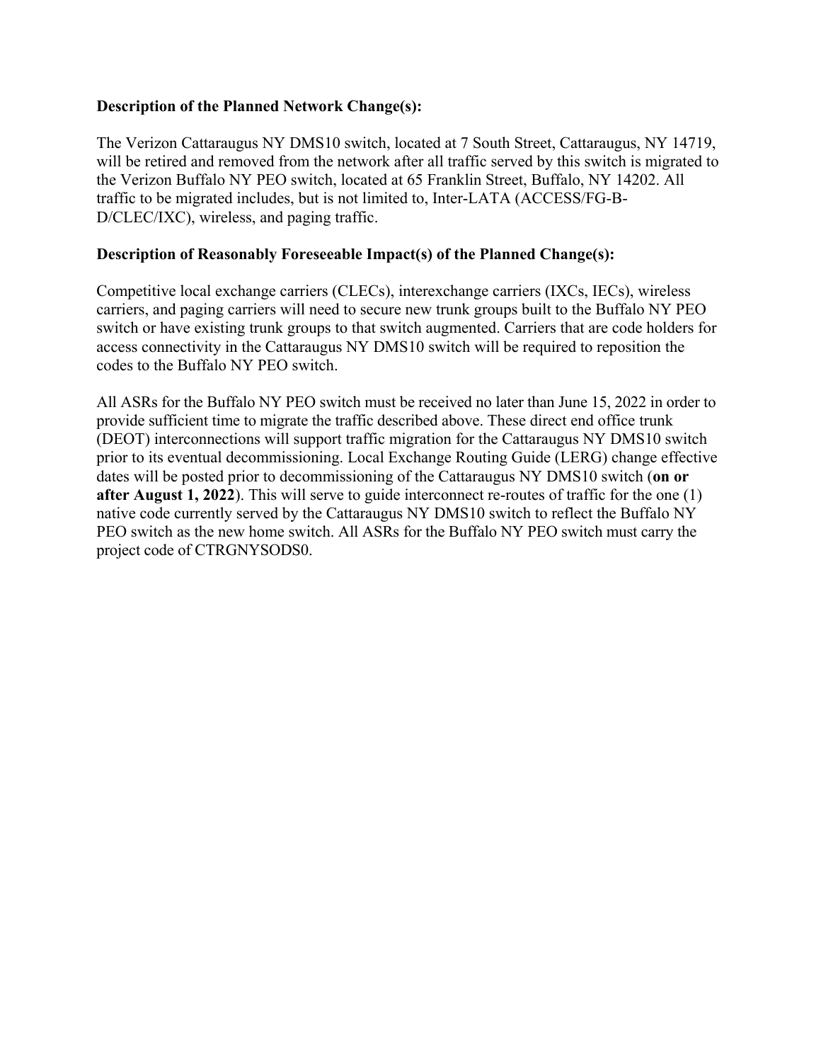**Description of the Planned Network Change(s):**

The Verizon Cattaraugus NY DMS10 switch, located at 7 South Street, Cattaraugus, NY 14719, will be retired and removed from the network after all traffic served by this switch is migrated to the Verizon Buffalo NY PEO switch, located at 65 Franklin Street, Buffalo, NY 14202. All traffic to be migrated includes, but is not limited to, Inter-LATA (ACCESS/FG-B-D/CLEC/IXC), wireless, and paging traffic.

**Description of Reasonably Foreseeable Impact(s) of the Planned Change(s):**

Competitive local exchange carriers (CLECs), interexchange carriers (IXCs, IECs), wireless carriers, and paging carriers will need to secure new trunk groups built to the Buffalo NY PEO switch or have existing trunk groups to that switch augmented. Carriers that are code holders for access connectivity in the Cattaraugus NY DMS10 switch will be required to reposition the codes to the Buffalo NY PEO switch.

All ASRs for the Buffalo NY PEO switch must be received no later than June 15, 2022 in order to provide sufficient time to migrate the traffic described above. These direct end office trunk (DEOT) interconnections will support traffic migration for the Cattaraugus NY DMS10 switch prior to its eventual decommissioning. Local Exchange Routing Guide (LERG) change effective dates will be posted prior to decommissioning of the Cattaraugus NY DMS10 switch (**on or after August 1, 2022**). This will serve to guide interconnect re-routes of traffic for the one (1) native code currently served by the Cattaraugus NY DMS10 switch to reflect the Buffalo NY PEO switch as the new home switch. All ASRs for the Buffalo NY PEO switch must carry the project code of CTRGNYSODS0.